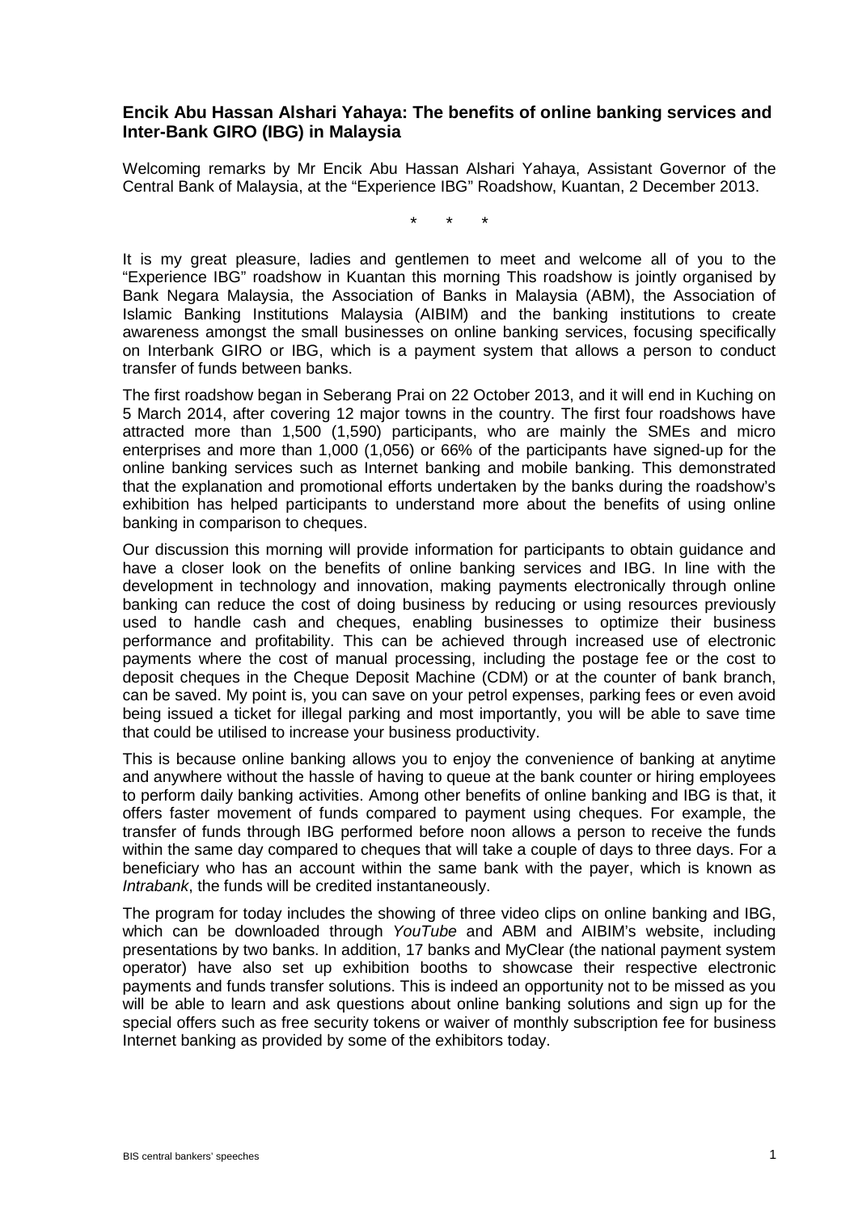**Encik Abu Hassan Alshari Yahaya: The benefits of online banking services and Inter-Bank GIRO (IBG) in Malaysia**

Welcoming remarks by Mr Encik Abu Hassan Alshari Yahaya, Assistant Governor of the Central Bank of Malaysia, at the "Experience IBG" Roadshow, Kuantan, 2 December 2013.

\* \* \*

It is my great pleasure, ladies and gentlemen to meet and welcome all of you to the "Experience IBG" roadshow in Kuantan this morning This roadshow is jointly organised by Bank Negara Malaysia, the Association of Banks in Malaysia (ABM), the Association of Islamic Banking Institutions Malaysia (AIBIM) and the banking institutions to create awareness amongst the small businesses on online banking services, focusing specifically on Interbank GIRO or IBG, which is a payment system that allows a person to conduct transfer of funds between banks.

The first roadshow began in Seberang Prai on 22 October 2013, and it will end in Kuching on 5 March 2014, after covering 12 major towns in the country. The first four roadshows have attracted more than 1,500 (1,590) participants, who are mainly the SMEs and micro enterprises and more than 1,000 (1,056) or 66% of the participants have signed-up for the online banking services such as Internet banking and mobile banking. This demonstrated that the explanation and promotional efforts undertaken by the banks during the roadshow's exhibition has helped participants to understand more about the benefits of using online banking in comparison to cheques.

Our discussion this morning will provide information for participants to obtain guidance and have a closer look on the benefits of online banking services and IBG. In line with the development in technology and innovation, making payments electronically through online banking can reduce the cost of doing business by reducing or using resources previously used to handle cash and cheques, enabling businesses to optimize their business performance and profitability. This can be achieved through increased use of electronic payments where the cost of manual processing, including the postage fee or the cost to deposit cheques in the Cheque Deposit Machine (CDM) or at the counter of bank branch, can be saved. My point is, you can save on your petrol expenses, parking fees or even avoid being issued a ticket for illegal parking and most importantly, you will be able to save time that could be utilised to increase your business productivity.

This is because online banking allows you to enjoy the convenience of banking at anytime and anywhere without the hassle of having to queue at the bank counter or hiring employees to perform daily banking activities. Among other benefits of online banking and IBG is that, it offers faster movement of funds compared to payment using cheques. For example, the transfer of funds through IBG performed before noon allows a person to receive the funds within the same day compared to cheques that will take a couple of days to three days. For a beneficiary who has an account within the same bank with the payer, which is known as *Intrabank*, the funds will be credited instantaneously.

The program for today includes the showing of three video clips on online banking and IBG, which can be downloaded through *YouTube* and ABM and AIBIM's website, including presentations by two banks. In addition, 17 banks and MyClear (the national payment system operator) have also set up exhibition booths to showcase their respective electronic payments and funds transfer solutions. This is indeed an opportunity not to be missed as you will be able to learn and ask questions about online banking solutions and sign up for the special offers such as free security tokens or waiver of monthly subscription fee for business Internet banking as provided by some of the exhibitors today.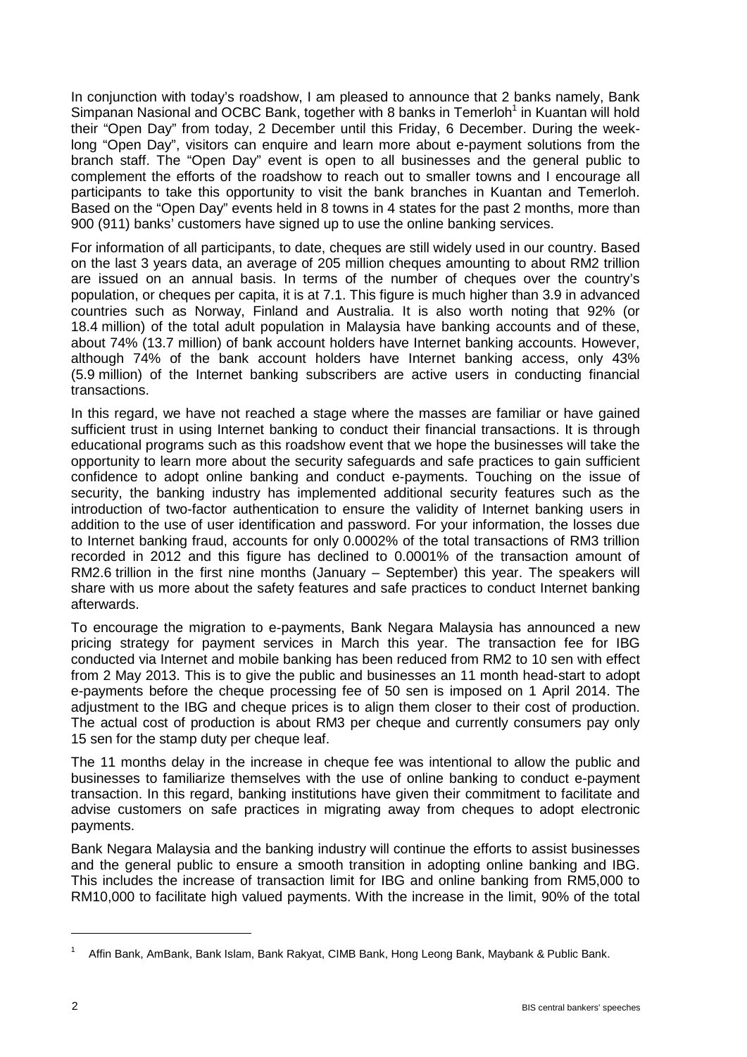In conjunction with today's roadshow, I am pleased to announce that 2 banks namely, Bank Simpanan Nasional and OCBC Bank, together with 8 banks in Temerloh[1] in Kuantan will hold their "Open Day" from today, 2 December until this Friday, 6 December. During the week-long "Open Day", visitors can enquire and learn more about e-payment solutions from the branch staff. The "Open Day" event is open to all businesses and the general public to complement the efforts of the roadshow to reach out to smaller towns and I encourage all participants to take this opportunity to visit the bank branches in Kuantan and Temerloh. Based on the "Open Day" events held in 8 towns in 4 states for the past 2 months, more than 900 (911) banks' customers have signed up to use the online banking services.

For information of all participants, to date, cheques are still widely used in our country. Based on the last 3 years data, an average of 205 million cheques amounting to about RM2 trillion are issued on an annual basis. In terms of the number of cheques over the country's population, or cheques per capita, it is at 7.1. This figure is much higher than 3.9 in advanced countries such as Norway, Finland and Australia. It is also worth noting that 92% (or 18.4 million) of the total adult population in Malaysia have banking accounts and of these, about 74% (13.7 million) of bank account holders have Internet banking accounts. However, although 74% of the bank account holders have Internet banking access, only 43% (5.9 million) of the Internet banking subscribers are active users in conducting financial transactions.

In this regard, we have not reached a stage where the masses are familiar or have gained sufficient trust in using Internet banking to conduct their financial transactions. It is through educational programs such as this roadshow event that we hope the businesses will take the opportunity to learn more about the security safeguards and safe practices to gain sufficient confidence to adopt online banking and conduct e-payments. Touching on the issue of security, the banking industry has implemented additional security features such as the introduction of two-factor authentication to ensure the validity of Internet banking users in addition to the use of user identification and password. For your information, the losses due to Internet banking fraud, accounts for only 0.0002% of the total transactions of RM3 trillion recorded in 2012 and this figure has declined to 0.0001% of the transaction amount of RM2.6 trillion in the first nine months (January – September) this year. The speakers will share with us more about the safety features and safe practices to conduct Internet banking afterwards.

To encourage the migration to e-payments, Bank Negara Malaysia has announced a new pricing strategy for payment services in March this year. The transaction fee for IBG conducted via Internet and mobile banking has been reduced from RM2 to 10 sen with effect from 2 May 2013. This is to give the public and businesses an 11 month head-start to adopt e-payments before the cheque processing fee of 50 sen is imposed on 1 April 2014. The adjustment to the IBG and cheque prices is to align them closer to their cost of production. The actual cost of production is about RM3 per cheque and currently consumers pay only 15 sen for the stamp duty per cheque leaf.

The 11 months delay in the increase in cheque fee was intentional to allow the public and businesses to familiarize themselves with the use of online banking to conduct e-payment transaction. In this regard, banking institutions have given their commitment to facilitate and advise customers on safe practices in migrating away from cheques to adopt electronic payments.

Bank Negara Malaysia and the banking industry will continue the efforts to assist businesses and the general public to ensure a smooth transition in adopting online banking and IBG. This includes the increase of transaction limit for IBG and online banking from RM5,000 to RM10,000 to facilitate high valued payments. With the increase in the limit, 90% of the total

[1] Affin Bank, AmBank, Bank Islam, Bank Rakyat, CIMB Bank, Hong Leong Bank, Maybank & Public Bank.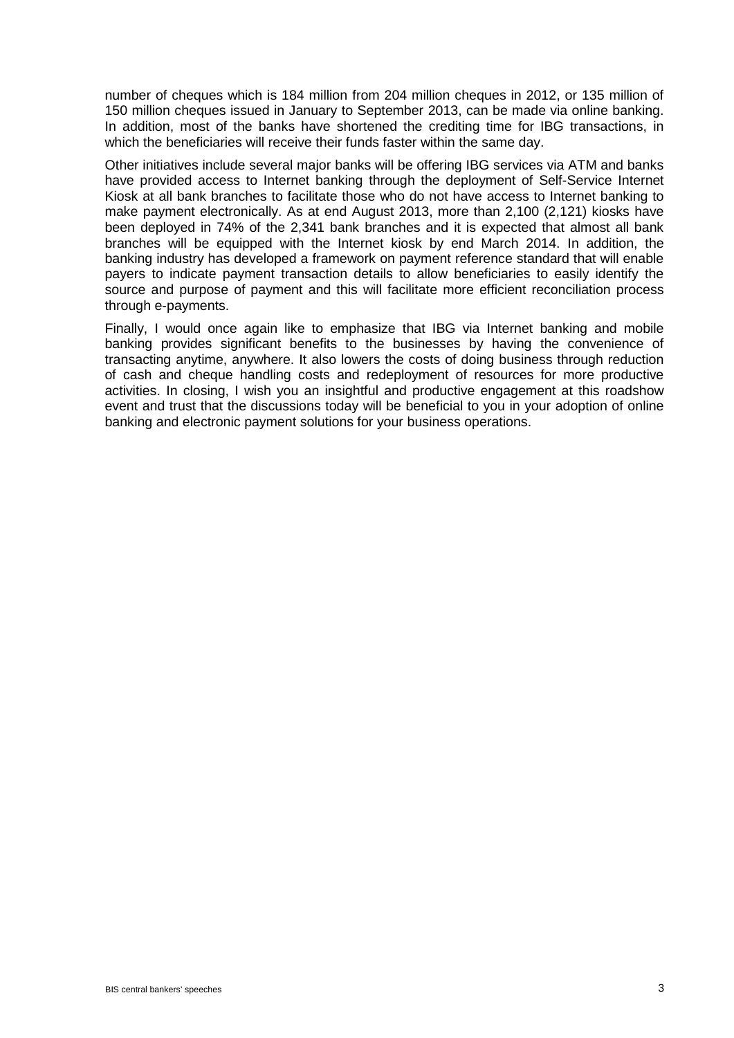number of cheques which is 184 million from 204 million cheques in 2012, or 135 million of 150 million cheques issued in January to September 2013, can be made via online banking. In addition, most of the banks have shortened the crediting time for IBG transactions, in which the beneficiaries will receive their funds faster within the same day.

Other initiatives include several major banks will be offering IBG services via ATM and banks have provided access to Internet banking through the deployment of Self-Service Internet Kiosk at all bank branches to facilitate those who do not have access to Internet banking to make payment electronically. As at end August 2013, more than 2,100 (2,121) kiosks have been deployed in 74% of the 2,341 bank branches and it is expected that almost all bank branches will be equipped with the Internet kiosk by end March 2014. In addition, the banking industry has developed a framework on payment reference standard that will enable payers to indicate payment transaction details to allow beneficiaries to easily identify the source and purpose of payment and this will facilitate more efficient reconciliation process through e-payments.

Finally, I would once again like to emphasize that IBG via Internet banking and mobile banking provides significant benefits to the businesses by having the convenience of transacting anytime, anywhere. It also lowers the costs of doing business through reduction of cash and cheque handling costs and redeployment of resources for more productive activities. In closing, I wish you an insightful and productive engagement at this roadshow event and trust that the discussions today will be beneficial to you in your adoption of online banking and electronic payment solutions for your business operations.